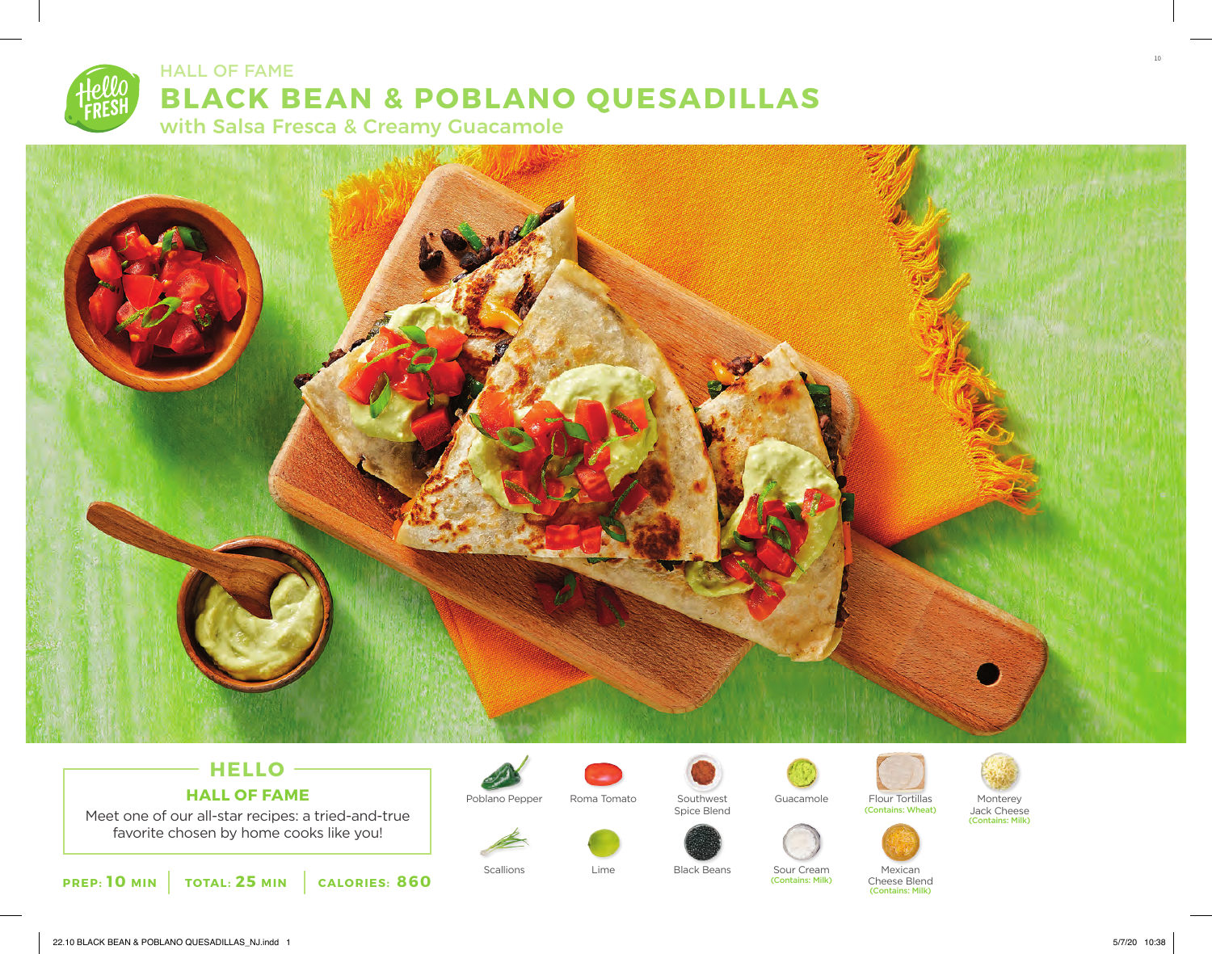HALL OF FAME

# BLACK BEAN & POBLANO QUESADILLAS

## with Salsa Fresca & Creamy Guacamole

## HELLO

### HALL OF FAME

Meet one of our all-star recipes: a tried-and-true favorite chosen by home cooks like you!

**PREP: 10 MIN** | **TOTAL: 25 MIN** | **CALORIES: 860**

- Poblano Pepper
- Roma Tomato
- Southwest Spice Blend
- Guacamole
- Flour Tortillas (Contains: Wheat)
- Monterey Jack Cheese (Contains: Milk)
- Scallions
- Lime
- Black Beans
- Sour Cream (Contains: Milk)
- Mexican Cheese Blend (Contains: Milk)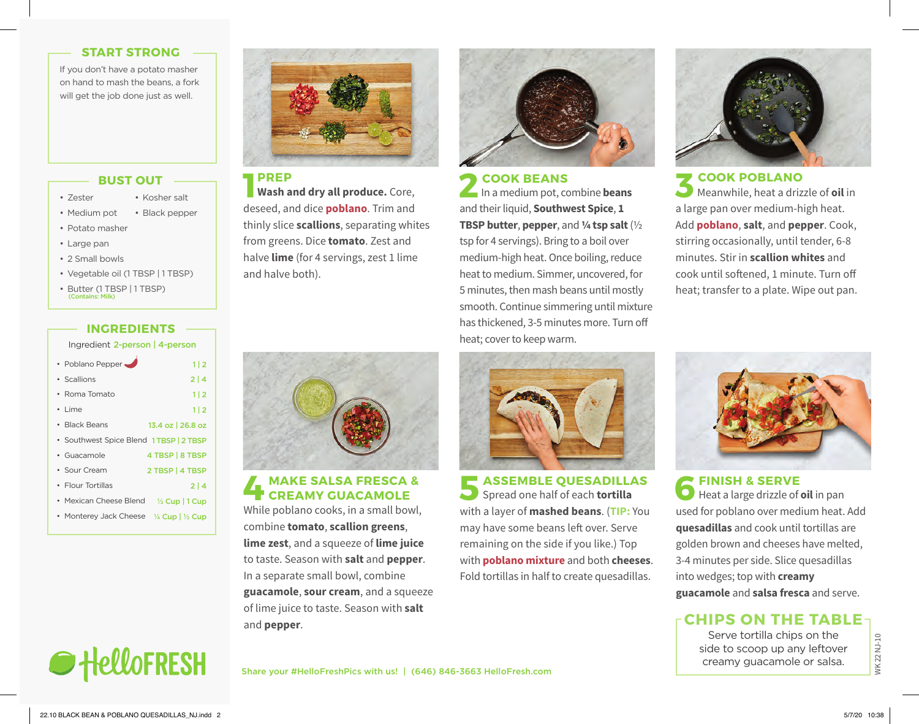## START STRONG

If you don't have a potato masher on hand to mash the beans, a fork will get the job done just as well.

## BUST OUT

- Zester
- Kosher salt
- Medium pot
- Black pepper
- Potato masher
- Large pan
- 2 Small bowls
- Vegetable oil (1 TBSP | 1 TBSP)
- Butter (1 TBSP | 1 TBSP) (Contains: Milk)

## INGREDIENTS

| Ingredient | 2-person \| 4-person |
|---|---|
| Poblano Pepper | 1 \| 2 |
| Scallions | 2 \| 4 |
| Roma Tomato | 1 \| 2 |
| Lime | 1 \| 2 |
| Black Beans | 13.4 oz \| 26.8 oz |
| Southwest Spice Blend | 1 TBSP \| 2 TBSP |
| Guacamole | 4 TBSP \| 8 TBSP |
| Sour Cream | 2 TBSP \| 4 TBSP |
| Flour Tortillas | 2 \| 4 |
| Mexican Cheese Blend | ½ Cup \| 1 Cup |
| Monterey Jack Cheese | ¼ Cup \| ½ Cup |

## 1 PREP

**Wash and dry all produce.** Core, deseed, and dice **poblano**. Trim and thinly slice **scallions**, separating whites from greens. Dice **tomato**. Zest and halve **lime** (for 4 servings, zest 1 lime and halve both).

## 2 COOK BEANS

In a medium pot, combine **beans** and their liquid, **Southwest Spice**, **1 TBSP butter**, **pepper**, and **¼ tsp salt** (½ tsp for 4 servings). Bring to a boil over medium-high heat. Once boiling, reduce heat to medium. Simmer, uncovered, for 5 minutes, then mash beans until mostly smooth. Continue simmering until mixture has thickened, 3-5 minutes more. Turn off heat; cover to keep warm.

## 3 COOK POBLANO

Meanwhile, heat a drizzle of **oil** in a large pan over medium-high heat. Add **poblano**, **salt**, and **pepper**. Cook, stirring occasionally, until tender, 6-8 minutes. Stir in **scallion whites** and cook until softened, 1 minute. Turn off heat; transfer to a plate. Wipe out pan.

## 4 MAKE SALSA FRESCA & CREAMY GUACAMOLE

While poblano cooks, in a small bowl, combine **tomato**, **scallion greens**, **lime zest**, and a squeeze of **lime juice** to taste. Season with **salt** and **pepper**. In a separate small bowl, combine **guacamole**, **sour cream**, and a squeeze of lime juice to taste. Season with **salt** and **pepper**.

## 5 ASSEMBLE QUESADILLAS

Spread one half of each **tortilla** with a layer of **mashed beans**. (**TIP:** You may have some beans left over. Serve remaining on the side if you like.) Top with **poblano mixture** and both **cheeses**. Fold tortillas in half to create quesadillas.

## 6 FINISH & SERVE

Heat a large drizzle of **oil** in pan used for poblano over medium heat. Add **quesadillas** and cook until tortillas are golden brown and cheeses have melted, 3-4 minutes per side. Slice quesadillas into wedges; top with **creamy guacamole** and **salsa fresca** and serve.

## CHIPS ON THE TABLE

Serve tortilla chips on the side to scoop up any leftover creamy guacamole or salsa.

HelloFRESH

Share your #HelloFreshPics with us! | (646) 846-3663 HelloFresh.com

WK 22 NJ-10